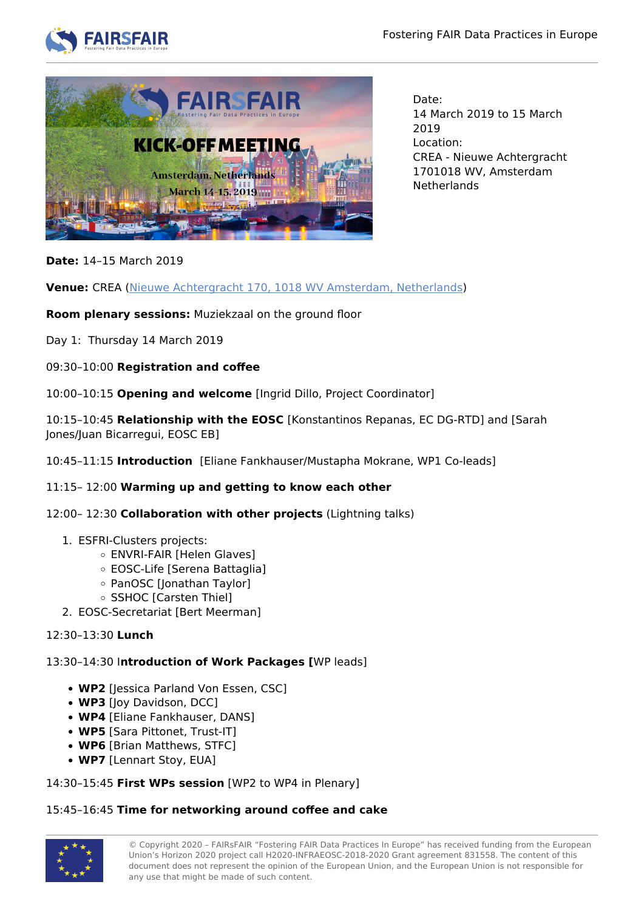Date:
14 March 2019 to 15 March 2019
Location:
CREA - Nieuwe Achtergracht
1701018 WV, Amsterdam
Netherlands

**Date:** 14–15 March 2019

**Venue:** CREA (Nieuwe Achtergracht 170, 1018 WV Amsterdam, Netherlands)

**Room plenary sessions:** Muziekzaal on the ground floor

Day 1: Thursday 14 March 2019

09:30–10:00 **Registration and coffee**

10:00–10:15 **Opening and welcome** [Ingrid Dillo, Project Coordinator]

10:15–10:45 **Relationship with the EOSC** [Konstantinos Repanas, EC DG-RTD] and [Sarah Jones/Juan Bicarregui, EOSC EB]

10:45–11:15 **Introduction** [Eliane Fankhauser/Mustapha Mokrane, WP1 Co-leads]

11:15– 12:00 **Warming up and getting to know each other**

12:00– 12:30 **Collaboration with other projects** (Lightning talks)

1. ESFRI-Clusters projects:
   - ENVRI-FAIR [Helen Glaves]
   - EOSC-Life [Serena Battaglia]
   - PanOSC [Jonathan Taylor]
   - SSHOC [Carsten Thiel]
2. EOSC-Secretariat [Bert Meerman]

12:30–13:30 **Lunch**

13:30–14:30 I**ntroduction of Work Packages [**WP leads]

- **WP2** [Jessica Parland Von Essen, CSC]
- **WP3** [Joy Davidson, DCC]
- **WP4** [Eliane Fankhauser, DANS]
- **WP5** [Sara Pittonet, Trust-IT]
- **WP6** [Brian Matthews, STFC]
- **WP7** [Lennart Stoy, EUA]

14:30–15:45 **First WPs session** [WP2 to WP4 in Plenary]

15:45–16:45 **Time for networking around coffee and cake**

© Copyright 2020 – FAIRsFAIR "Fostering FAIR Data Practices In Europe" has received funding from the European Union's Horizon 2020 project call H2020-INFRAEOSC-2018-2020 Grant agreement 831558. The content of this document does not represent the opinion of the European Union, and the European Union is not responsible for any use that might be made of such content.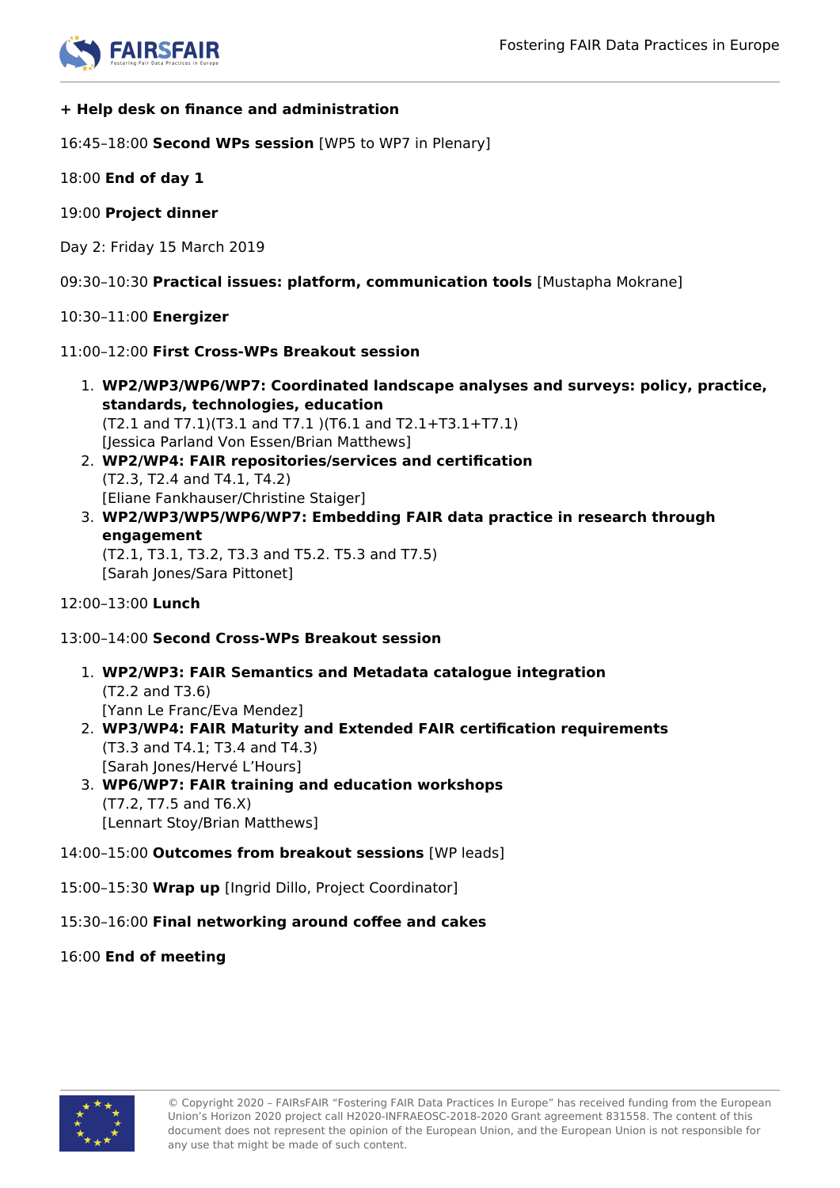**+ Help desk on finance and administration**

16:45–18:00 **Second WPs session** [WP5 to WP7 in Plenary]

18:00 **End of day 1**

19:00 **Project dinner**

Day 2: Friday 15 March 2019

09:30–10:30 **Practical issues: platform, communication tools** [Mustapha Mokrane]

10:30–11:00 **Energizer**

11:00–12:00 **First Cross-WPs Breakout session**

1. **WP2/WP3/WP6/WP7: Coordinated landscape analyses and surveys: policy, practice, standards, technologies, education**
   (T2.1 and T7.1)(T3.1 and T7.1 )(T6.1 and T2.1+T3.1+T7.1)
   [Jessica Parland Von Essen/Brian Matthews]
2. **WP2/WP4: FAIR repositories/services and certification**
   (T2.3, T2.4 and T4.1, T4.2)
   [Eliane Fankhauser/Christine Staiger]
3. **WP2/WP3/WP5/WP6/WP7: Embedding FAIR data practice in research through engagement**
   (T2.1, T3.1, T3.2, T3.3 and T5.2. T5.3 and T7.5)
   [Sarah Jones/Sara Pittonet]

12:00–13:00 **Lunch**

13:00–14:00 **Second Cross-WPs Breakout session**

1. **WP2/WP3: FAIR Semantics and Metadata catalogue integration**
   (T2.2 and T3.6)
   [Yann Le Franc/Eva Mendez]
2. **WP3/WP4: FAIR Maturity and Extended FAIR certification requirements**
   (T3.3 and T4.1; T3.4 and T4.3)
   [Sarah Jones/Hervé L'Hours]
3. **WP6/WP7: FAIR training and education workshops**
   (T7.2, T7.5 and T6.X)
   [Lennart Stoy/Brian Matthews]

14:00–15:00 **Outcomes from breakout sessions** [WP leads]

15:00–15:30 **Wrap up** [Ingrid Dillo, Project Coordinator]

15:30–16:00 **Final networking around coffee and cakes**

16:00 **End of meeting**